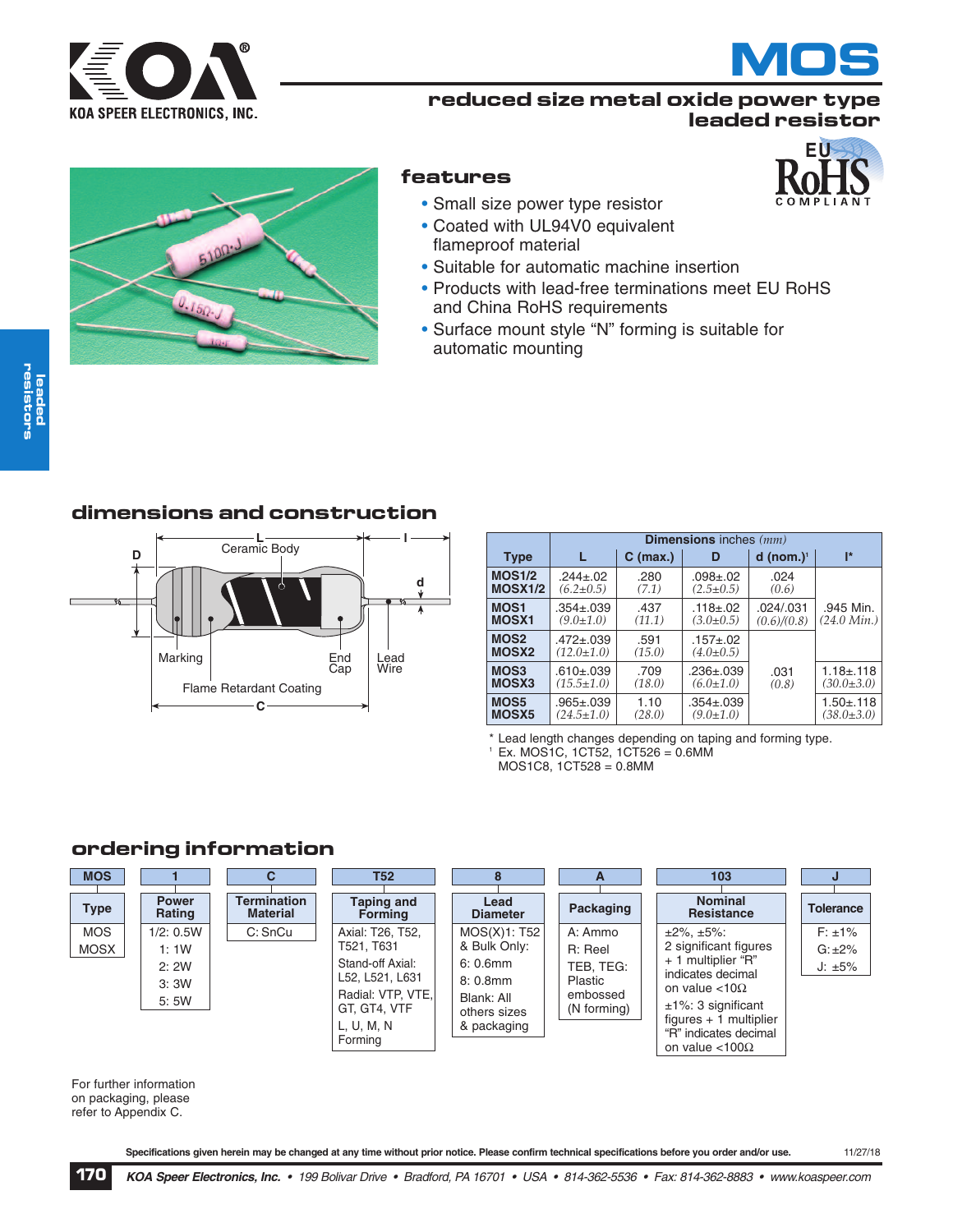# MOS

## reduced size metal oxide power type leaded resistor

### features

- Small size power type resistor
- Coated with UL94V0 equivalent flameproof material
- Suitable for automatic machine insertion
- Products with lead-free terminations meet EU RoHS and China RoHS requirements
- Surface mount style "N" forming is suitable for automatic mounting

### dimensions and construction

Ceramic Body, Marking, End Cap, Lead Wire, Flame Retardant Coating

| Type | Dimensions inches *(mm)* L | C (max.) | D | d (nom.)[1] | l* |
|---|---|---|---|---|---|
| MOS1/2 MOSX1/2 | .244±.02 *(6.2±0.5)* | .280 *(7.1)* | .098±.02 *(2.5±0.5)* | .024 *(0.6)* | .945 Min. *(24.0 Min.)* |
| MOS1 MOSX1 | .354±.039 *(9.0±1.0)* | .437 *(11.1)* | .118±.02 *(3.0±0.5)* | .024/.031 *(0.6)/(0.8)* | |
| MOS2 MOSX2 | .472±.039 *(12.0±1.0)* | .591 *(15.0)* | .157±.02 *(4.0±0.5)* | .031 *(0.8)* | |
| MOS3 MOSX3 | .610±.039 *(15.5±1.0)* | .709 *(18.0)* | .236±.039 *(6.0±1.0)* | | 1.18±.118 *(30.0±3.0)* |
| MOS5 MOSX5 | .965±.039 *(24.5±1.0)* | 1.10 *(28.0)* | .354±.039 *(9.0±1.0)* | | 1.50±.118 *(38.0±3.0)* |

\* Lead length changes depending on taping and forming type.
[1] Ex. MOS1C, 1CT52, 1CT526 = 0.6MM
MOS1C8, 1CT528 = 0.8MM

### ordering information

| MOS | 1 | C | T52 | 8 | A | 103 | J |
|---|---|---|---|---|---|---|---|
| **Type** | **Power Rating** | **Termination Material** | **Taping and Forming** | **Lead Diameter** | **Packaging** | **Nominal Resistance** | **Tolerance** |
| MOS<br>MOSX | 1/2: 0.5W<br>1: 1W<br>2: 2W<br>3: 3W<br>5: 5W | C: SnCu | Axial: T26, T52, T521, T631<br>Stand-off Axial: L52, L521, L631<br>Radial: VTP, VTE, GT, GT4, VTF<br>L, U, M, N Forming | MOS(X)1: T52 & Bulk Only:<br>6: 0.6mm<br>8: 0.8mm<br>Blank: All others sizes & packaging | A: Ammo<br>R: Reel<br>TEB, TEG: Plastic embossed (N forming) | ±2%, ±5%: 2 significant figures + 1 multiplier "R" indicates decimal on value <10Ω<br>±1%: 3 significant figures + 1 multiplier "R" indicates decimal on value <100Ω | F: ±1%<br>G: ±2%<br>J: ±5% |

For further information on packaging, please refer to Appendix C.

**Specifications given herein may be changed at any time without prior notice. Please confirm technical specifications before you order and/or use.** 11/27/18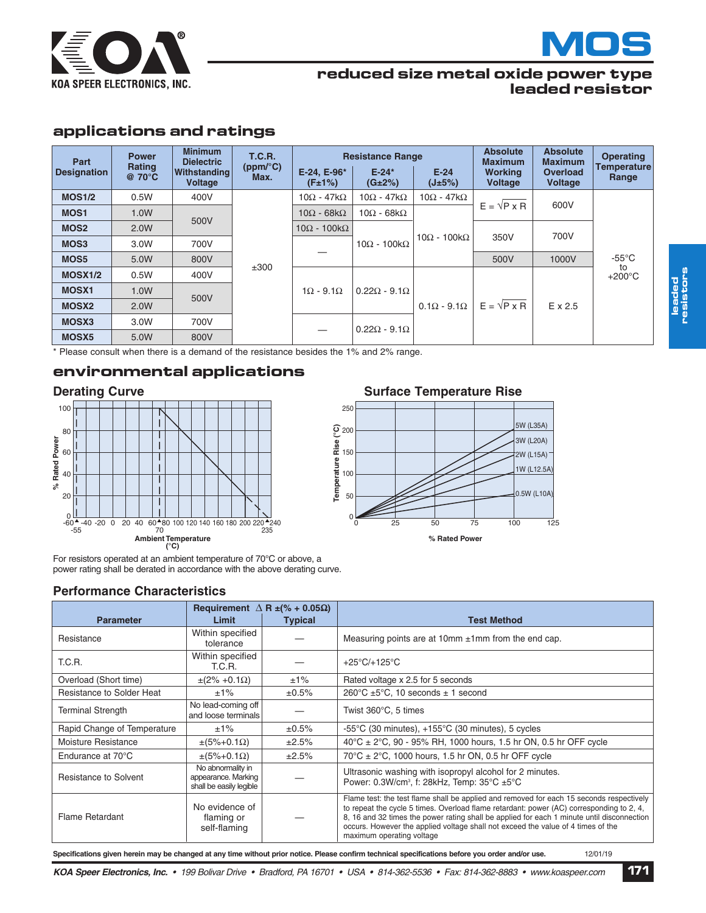# MOS

## reduced size metal oxide power type leaded resistor

## applications and ratings

| Part Designation | Power Rating @ 70°C | Minimum Dielectric Withstanding Voltage | T.C.R. (ppm/°C) Max. | Resistance Range | | | Absolute Maximum Working Voltage | Absolute Maximum Overload Voltage | Operating Temperature Range |
|---|---|---|---|---|---|---|---|---|---|
| | | | | E-24, E-96* (F±1%) | E-24* (G±2%) | E-24 (J±5%) | | | |
| MOS1/2 | 0.5W | 400V | ±300 | 10Ω - 47kΩ | 10Ω - 47kΩ | 10Ω - 47kΩ | $E = \sqrt{P \times R}$ | 600V | -55°C to +200°C |
| MOS1 | 1.0W | 500V | | 10Ω - 68kΩ | 10Ω - 68kΩ | 10Ω - 100kΩ | | | |
| MOS2 | 2.0W | | | 10Ω - 100kΩ | 10Ω - 100kΩ | | 350V | 700V | |
| MOS3 | 3.0W | 700V | | — | | | | | |
| MOS5 | 5.0W | 800V | | | | | 500V | 1000V | |
| MOSX1/2 | 0.5W | 400V | | 1Ω - 9.1Ω | 0.22Ω - 9.1Ω | 0.1Ω - 9.1Ω | $E = \sqrt{P \times R}$ | E x 2.5 | |
| MOSX1 | 1.0W | 500V | | | | | | | |
| MOSX2 | 2.0W | | | | | | | | |
| MOSX3 | 3.0W | 700V | | — | 0.22Ω - 9.1Ω | | | | |
| MOSX5 | 5.0W | 800V | | | | | | | |

\* Please consult when there is a demand of the resistance besides the 1% and 2% range.

## environmental applications

### Derating Curve

For resistors operated at an ambient temperature of 70°C or above, a power rating shall be derated in accordance with the above derating curve.

### Surface Temperature Rise

### Performance Characteristics

| Parameter | Requirement Δ R ±(% + 0.05Ω) Limit | Typical | Test Method |
|---|---|---|---|
| Resistance | Within specified tolerance | — | Measuring points are at 10mm ±1mm from the end cap. |
| T.C.R. | Within specified T.C.R. | — | +25°C/+125°C |
| Overload (Short time) | ±(2% +0.1Ω) | ±1% | Rated voltage x 2.5 for 5 seconds |
| Resistance to Solder Heat | ±1% | ±0.5% | 260°C ±5°C, 10 seconds ± 1 second |
| Terminal Strength | No lead-coming off and loose terminals | — | Twist 360°C, 5 times |
| Rapid Change of Temperature | ±1% | ±0.5% | -55°C (30 minutes), +155°C (30 minutes), 5 cycles |
| Moisture Resistance | ±(5%+0.1Ω) | ±2.5% | 40°C ± 2°C, 90 - 95% RH, 1000 hours, 1.5 hr ON, 0.5 hr OFF cycle |
| Endurance at 70°C | ±(5%+0.1Ω) | ±2.5% | 70°C ± 2°C, 1000 hours, 1.5 hr ON, 0.5 hr OFF cycle |
| Resistance to Solvent | No abnormality in appearance. Marking shall be easily legible | — | Ultrasonic washing with isopropyl alcohol for 2 minutes. Power: 0.3W/cm³, f: 28kHz, Temp: 35°C ±5°C |
| Flame Retardant | No evidence of flaming or self-flaming | — | Flame test: the test flame shall be applied and removed for each 15 seconds respectively to repeat the cycle 5 times. Overload flame retardant: power (AC) corresponding to 2, 4, 8, 16 and 32 times the power rating shall be applied for each 1 minute until disconnection occurs. However the applied voltage shall not exceed the value of 4 times of the maximum operating voltage |

**Specifications given herein may be changed at any time without prior notice. Please confirm technical specifications before you order and/or use.** 12/01/19

*KOA Speer Electronics, Inc. • 199 Bolivar Drive • Bradford, PA 16701 • USA • 814-362-5536 • Fax: 814-362-8883 • www.koaspeer.com*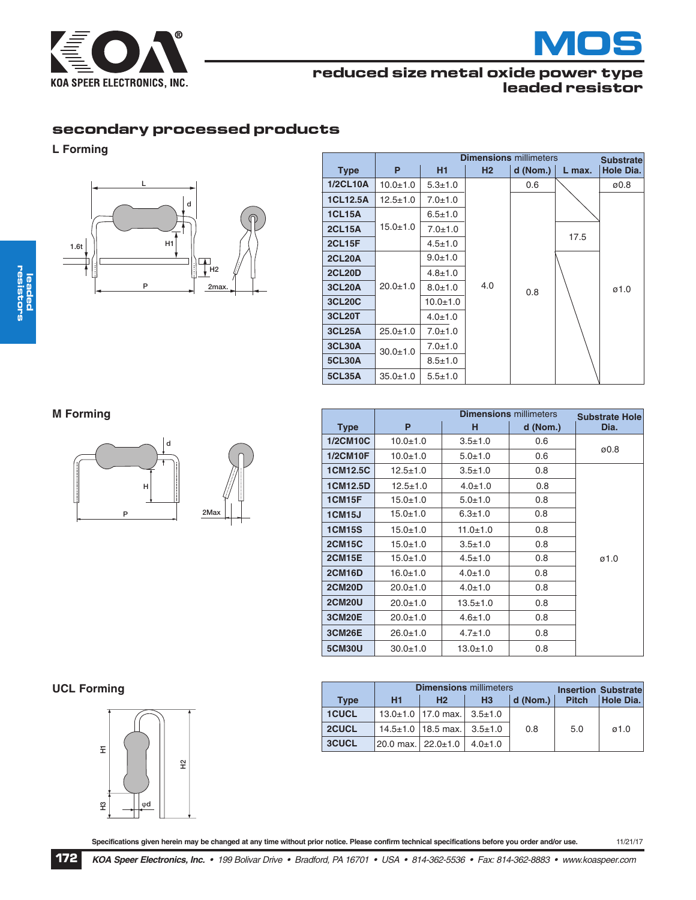## secondary processed products

### L Forming

| Type | Dimensions millimeters | | | | | Substrate Hole Dia. |
|---|---|---|---|---|---|---|
| | P | H1 | H2 | d (Nom.) | L max. | |
| 1/2CL10A | 10.0±1.0 | 5.3±1.0 | 4.0 | 0.6 | | ø0.8 |
| 1CL12.5A | 12.5±1.0 | 7.0±1.0 | 4.0 | 0.8 | | ø1.0 |
| 1CL15A | 15.0±1.0 | 6.5±1.0 | 4.0 | 0.8 | | ø1.0 |
| 2CL15A | 15.0±1.0 | 7.0±1.0 | 4.0 | 0.8 | 17.5 | ø1.0 |
| 2CL15F | 15.0±1.0 | 4.5±1.0 | 4.0 | 0.8 | 17.5 | ø1.0 |
| 2CL20A | 20.0±1.0 | 9.0±1.0 | 4.0 | 0.8 | | ø1.0 |
| 2CL20D | 20.0±1.0 | 4.8±1.0 | 4.0 | 0.8 | | ø1.0 |
| 3CL20A | 20.0±1.0 | 8.0±1.0 | 4.0 | 0.8 | | ø1.0 |
| 3CL20C | 20.0±1.0 | 10.0±1.0 | 4.0 | 0.8 | | ø1.0 |
| 3CL20T | 20.0±1.0 | 4.0±1.0 | 4.0 | 0.8 | | ø1.0 |
| 3CL25A | 25.0±1.0 | 7.0±1.0 | 4.0 | 0.8 | | ø1.0 |
| 3CL30A | 30.0±1.0 | 7.0±1.0 | 4.0 | 0.8 | | ø1.0 |
| 5CL30A | 30.0±1.0 | 8.5±1.0 | 4.0 | 0.8 | | ø1.0 |
| 5CL35A | 35.0±1.0 | 5.5±1.0 | 4.0 | 0.8 | | ø1.0 |

### M Forming

| Type | Dimensions millimeters | | | Substrate Hole Dia. |
|---|---|---|---|---|
| | P | H | d (Nom.) | |
| 1/2CM10C | 10.0±1.0 | 3.5±1.0 | 0.6 | ø0.8 |
| 1/2CM10F | 10.0±1.0 | 5.0±1.0 | 0.6 | ø0.8 |
| 1CM12.5C | 12.5±1.0 | 3.5±1.0 | 0.8 | ø1.0 |
| 1CM12.5D | 12.5±1.0 | 4.0±1.0 | 0.8 | ø1.0 |
| 1CM15F | 15.0±1.0 | 5.0±1.0 | 0.8 | ø1.0 |
| 1CM15J | 15.0±1.0 | 6.3±1.0 | 0.8 | ø1.0 |
| 1CM15S | 15.0±1.0 | 11.0±1.0 | 0.8 | ø1.0 |
| 2CM15C | 15.0±1.0 | 3.5±1.0 | 0.8 | ø1.0 |
| 2CM15E | 15.0±1.0 | 4.5±1.0 | 0.8 | ø1.0 |
| 2CM16D | 16.0±1.0 | 4.0±1.0 | 0.8 | ø1.0 |
| 2CM20D | 20.0±1.0 | 4.0±1.0 | 0.8 | ø1.0 |
| 2CM20U | 20.0±1.0 | 13.5±1.0 | 0.8 | ø1.0 |
| 3CM20E | 20.0±1.0 | 4.6±1.0 | 0.8 | ø1.0 |
| 3CM26E | 26.0±1.0 | 4.7±1.0 | 0.8 | ø1.0 |
| 5CM30U | 30.0±1.0 | 13.0±1.0 | 0.8 | ø1.0 |

### UCL Forming

| Type | Dimensions millimeters | | | | Insertion Pitch | Substrate Hole Dia. |
|---|---|---|---|---|---|---|
| | H1 | H2 | H3 | d (Nom.) | | |
| 1CUCL | 13.0±1.0 | 17.0 max. | 3.5±1.0 | 0.8 | 5.0 | ø1.0 |
| 2CUCL | 14.5±1.0 | 18.5 max. | 3.5±1.0 | 0.8 | 5.0 | ø1.0 |
| 3CUCL | 20.0 max. | 22.0±1.0 | 4.0±1.0 | 0.8 | 5.0 | ø1.0 |

Specifications given herein may be changed at any time without prior notice. Please confirm technical specifications before you order and/or use. 11/21/17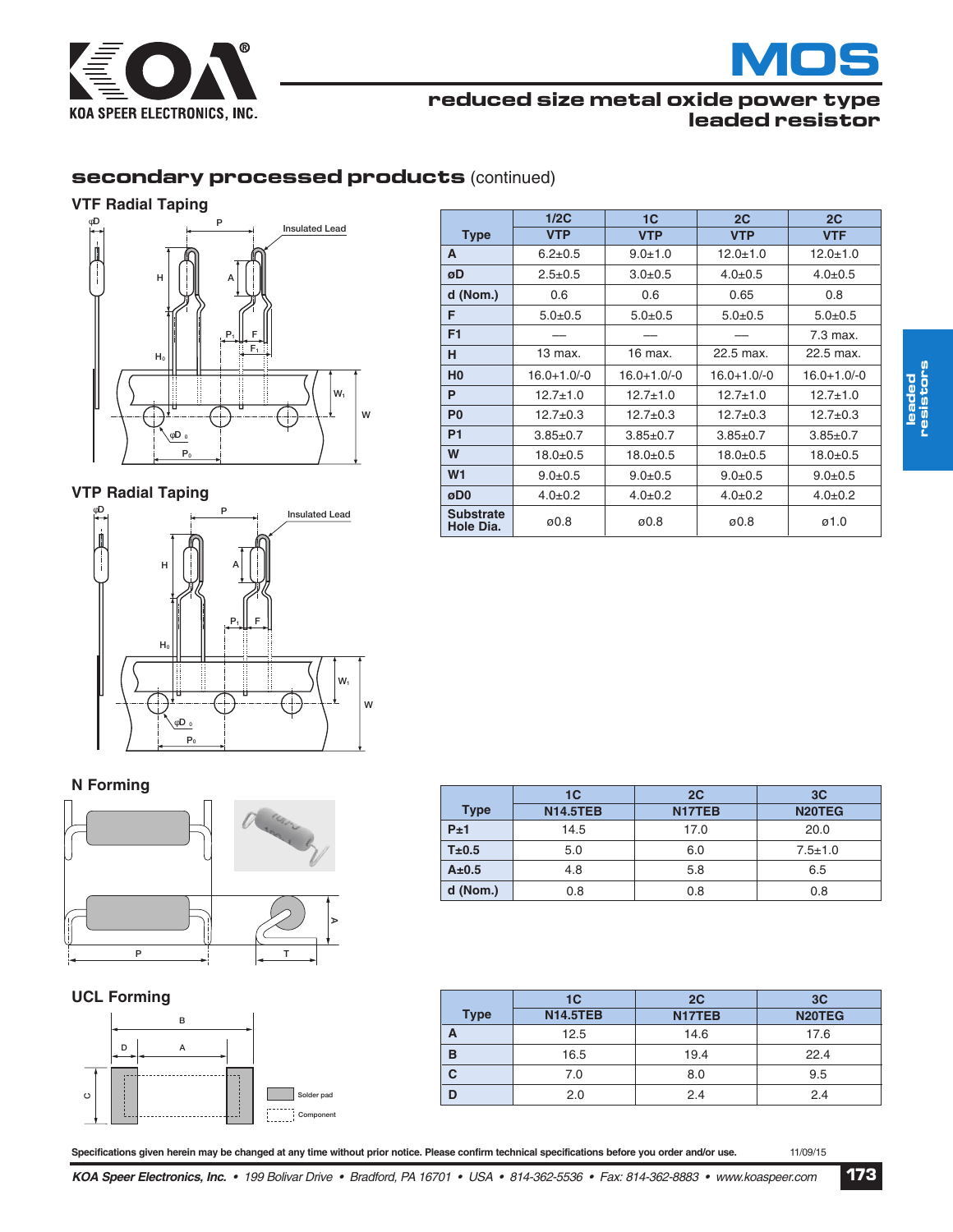# MOS

## reduced size metal oxide power type leaded resistor

## secondary processed products (continued)

### VTF Radial Taping

### VTP Radial Taping

| Type | 1/2C | 1C | 2C | 2C |
|---|---|---|---|---|
| | VTP | VTP | VTP | VTF |
| A | 6.2±0.5 | 9.0±1.0 | 12.0±1.0 | 12.0±1.0 |
| øD | 2.5±0.5 | 3.0±0.5 | 4.0±0.5 | 4.0±0.5 |
| d (Nom.) | 0.6 | 0.6 | 0.65 | 0.8 |
| F | 5.0±0.5 | 5.0±0.5 | 5.0±0.5 | 5.0±0.5 |
| F1 | — | — | — | 7.3 max. |
| H | 13 max. | 16 max. | 22.5 max. | 22.5 max. |
| H0 | 16.0+1.0/-0 | 16.0+1.0/-0 | 16.0+1.0/-0 | 16.0+1.0/-0 |
| P | 12.7±1.0 | 12.7±1.0 | 12.7±1.0 | 12.7±1.0 |
| P0 | 12.7±0.3 | 12.7±0.3 | 12.7±0.3 | 12.7±0.3 |
| P1 | 3.85±0.7 | 3.85±0.7 | 3.85±0.7 | 3.85±0.7 |
| W | 18.0±0.5 | 18.0±0.5 | 18.0±0.5 | 18.0±0.5 |
| W1 | 9.0±0.5 | 9.0±0.5 | 9.0±0.5 | 9.0±0.5 |
| øD0 | 4.0±0.2 | 4.0±0.2 | 4.0±0.2 | 4.0±0.2 |
| Substrate Hole Dia. | ø0.8 | ø0.8 | ø0.8 | ø1.0 |

### N Forming

| Type | 1C | 2C | 3C |
|---|---|---|---|
| | N14.5TEB | N17TEB | N20TEG |
| P±1 | 14.5 | 17.0 | 20.0 |
| T±0.5 | 5.0 | 6.0 | 7.5±1.0 |
| A±0.5 | 4.8 | 5.8 | 6.5 |
| d (Nom.) | 0.8 | 0.8 | 0.8 |

### UCL Forming

| Type | 1C | 2C | 3C |
|---|---|---|---|
| | N14.5TEB | N17TEB | N20TEG |
| A | 12.5 | 14.6 | 17.6 |
| B | 16.5 | 19.4 | 22.4 |
| C | 7.0 | 8.0 | 9.5 |
| D | 2.0 | 2.4 | 2.4 |

Solder pad
Component

Specifications given herein may be changed at any time without prior notice. Please confirm technical specifications before you order and/or use. 11/09/15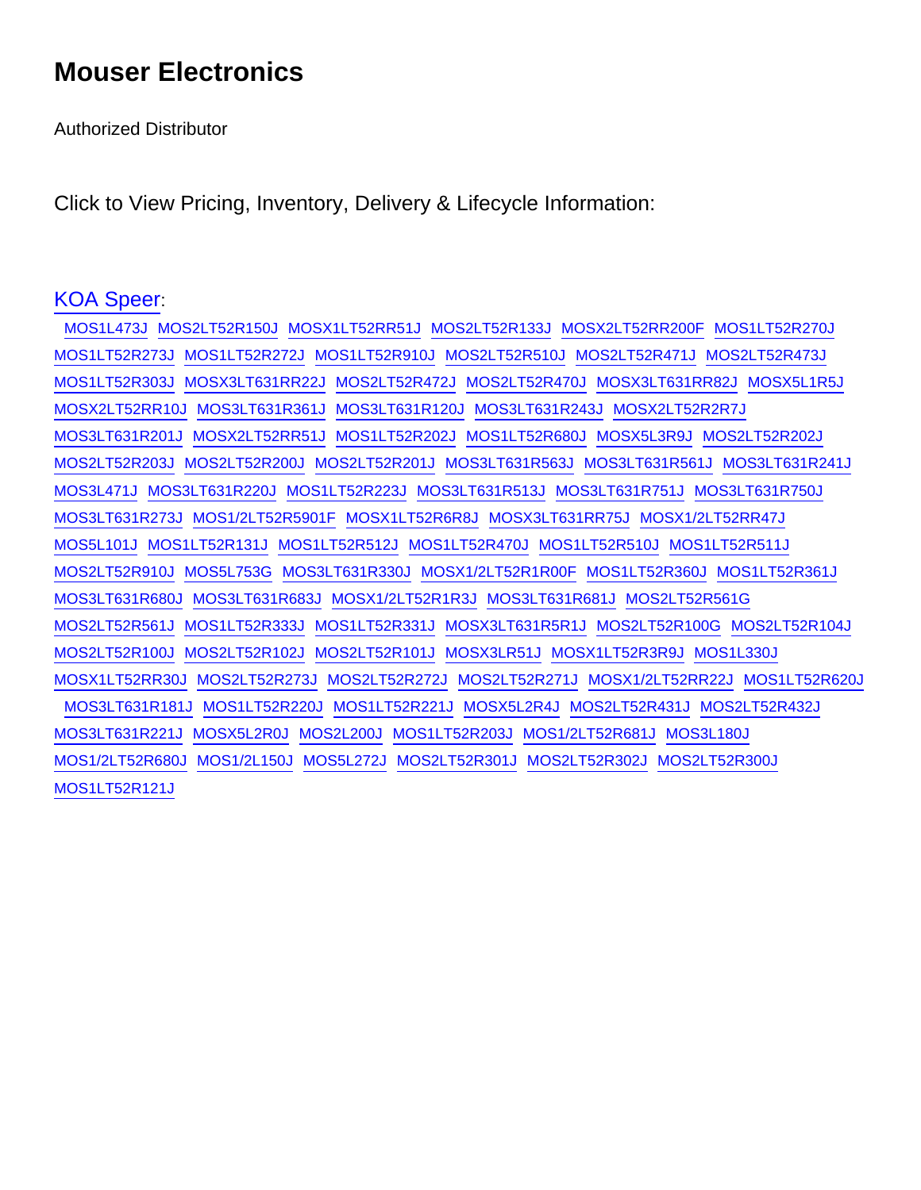# Mouser Electronics

Authorized Distributor

Click to View Pricing, Inventory, Delivery & Lifecycle Information:

KOA Speer:

MOS1L473J MOS2LT52R150J MOSX1LT52RR51J MOS2LT52R133J MOSX2LT52RR200F MOS1LT52R270J MOS1LT52R273J MOS1LT52R272J MOS1LT52R910J MOS2LT52R510J MOS2LT52R471J MOS2LT52R473J MOS1LT52R303J MOSX3LT631RR22J MOS2LT52R472J MOS2LT52R470J MOSX3LT631RR82J MOSX5L1R5J MOSX2LT52RR10J MOS3LT631R361J MOS3LT631R120J MOS3LT631R243J MOSX2LT52R2R7J MOS3LT631R201J MOSX2LT52RR51J MOS1LT52R202J MOS1LT52R680J MOSX5L3R9J MOS2LT52R202J MOS2LT52R203J MOS2LT52R200J MOS2LT52R201J MOS3LT631R563J MOS3LT631R561J MOS3LT631R241J MOS3L471J MOS3LT631R220J MOS1LT52R223J MOS3LT631R513J MOS3LT631R751J MOS3LT631R750J MOS3LT631R273J MOS1/2LT52R5901F MOSX1LT52R6R8J MOSX3LT631RR75J MOSX1/2LT52RR47J MOS5L101J MOS1LT52R131J MOS1LT52R512J MOS1LT52R470J MOS1LT52R510J MOS1LT52R511J MOS2LT52R910J MOS5L753G MOS3LT631R330J MOSX1/2LT52R1R00F MOS1LT52R360J MOS1LT52R361J MOS3LT631R680J MOS3LT631R683J MOSX1/2LT52R1R3J MOS3LT631R681J MOS2LT52R561G MOS2LT52R561J MOS1LT52R333J MOS1LT52R331J MOSX3LT631R5R1J MOS2LT52R100G MOS2LT52R104J MOS2LT52R100J MOS2LT52R102J MOS2LT52R101J MOSX3LR51J MOSX1LT52R3R9J MOS1L330J MOSX1LT52RR30J MOS2LT52R273J MOS2LT52R272J MOS2LT52R271J MOSX1/2LT52RR22J MOS1LT52R620J MOS3LT631R181J MOS1LT52R220J MOS1LT52R221J MOSX5L2R4J MOS2LT52R431J MOS2LT52R432J MOS3LT631R221J MOSX5L2R0J MOS2L200J MOS1LT52R203J MOS1/2LT52R681J MOS3L180J MOS1/2LT52R680J MOS1/2L150J MOS5L272J MOS2LT52R301J MOS2LT52R302J MOS2LT52R300J MOS1LT52R121J